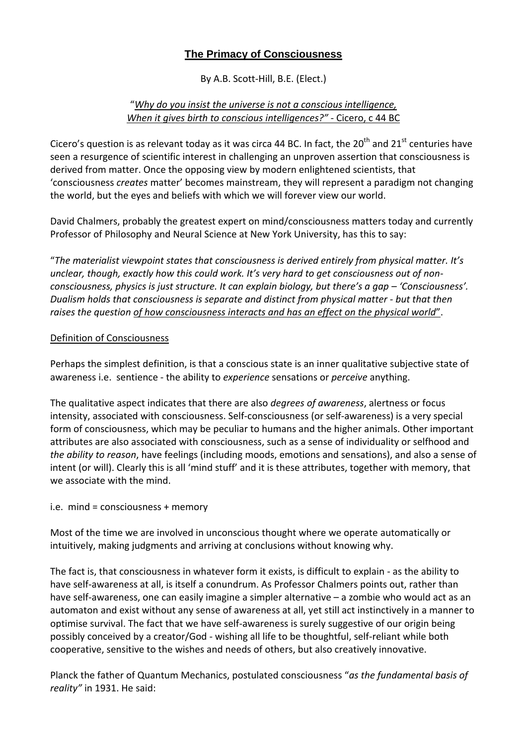# The Primacy of Consciousness

By A.B. Scott-Hill, B.E. (Elect.)

"*Why do you insist the universe is not a conscious intelligence, When it gives birth to conscious intelligences?"* - Cicero, c 44 BC

Cicero's question is as relevant today as it was circa 44 BC. In fact, the 20th and 21st centuries have seen a resurgence of scientific interest in challenging an unproven assertion that consciousness is derived from matter. Once the opposing view by modern enlightened scientists, that 'consciousness *creates* matter' becomes mainstream, they will represent a paradigm not changing the world, but the eyes and beliefs with which we will forever view our world.

David Chalmers, probably the greatest expert on mind/consciousness matters today and currently Professor of Philosophy and Neural Science at New York University, has this to say:

"*The materialist viewpoint states that consciousness is derived entirely from physical matter. It's unclear, though, exactly how this could work. It's very hard to get consciousness out of non-consciousness, physics is just structure. It can explain biology, but there's a gap – 'Consciousness'. Dualism holds that consciousness is separate and distinct from physical matter - but that then raises the question of how consciousness interacts and has an effect on the physical world*".

## Definition of Consciousness

Perhaps the simplest definition, is that a conscious state is an inner qualitative subjective state of awareness i.e. sentience - the ability to *experience* sensations or *perceive* anything.

The qualitative aspect indicates that there are also *degrees of awareness*, alertness or focus intensity, associated with consciousness. Self-consciousness (or self-awareness) is a very special form of consciousness, which may be peculiar to humans and the higher animals. Other important attributes are also associated with consciousness, such as a sense of individuality or selfhood and *the ability to reason*, have feelings (including moods, emotions and sensations), and also a sense of intent (or will). Clearly this is all 'mind stuff' and it is these attributes, together with memory, that we associate with the mind.

i.e. mind = consciousness + memory

Most of the time we are involved in unconscious thought where we operate automatically or intuitively, making judgments and arriving at conclusions without knowing why.

The fact is, that consciousness in whatever form it exists, is difficult to explain - as the ability to have self-awareness at all, is itself a conundrum. As Professor Chalmers points out, rather than have self-awareness, one can easily imagine a simpler alternative – a zombie who would act as an automaton and exist without any sense of awareness at all, yet still act instinctively in a manner to optimise survival. The fact that we have self-awareness is surely suggestive of our origin being possibly conceived by a creator/God - wishing all life to be thoughtful, self-reliant while both cooperative, sensitive to the wishes and needs of others, but also creatively innovative.

Planck the father of Quantum Mechanics, postulated consciousness "*as the fundamental basis of reality"* in 1931. He said: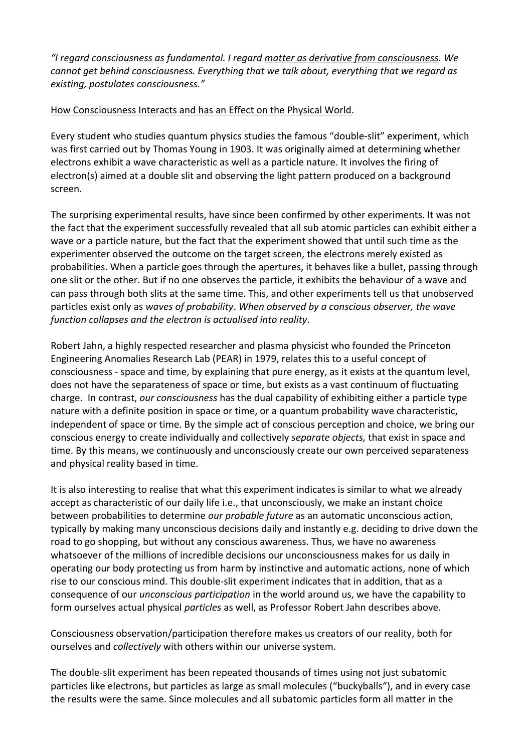*"I regard consciousness as fundamental. I regard matter as derivative from consciousness. We cannot get behind consciousness. Everything that we talk about, everything that we regard as existing, postulates consciousness."*

How Consciousness Interacts and has an Effect on the Physical World.

Every student who studies quantum physics studies the famous "double-slit" experiment, which was first carried out by Thomas Young in 1903. It was originally aimed at determining whether electrons exhibit a wave characteristic as well as a particle nature. It involves the firing of electron(s) aimed at a double slit and observing the light pattern produced on a background screen.

The surprising experimental results, have since been confirmed by other experiments. It was not the fact that the experiment successfully revealed that all sub atomic particles can exhibit either a wave or a particle nature, but the fact that the experiment showed that until such time as the experimenter observed the outcome on the target screen, the electrons merely existed as probabilities. When a particle goes through the apertures, it behaves like a bullet, passing through one slit or the other. But if no one observes the particle, it exhibits the behaviour of a wave and can pass through both slits at the same time. This, and other experiments tell us that unobserved particles exist only as *waves of probability*. *When observed by a conscious observer, the wave function collapses and the electron is actualised into reality*.

Robert Jahn, a highly respected researcher and plasma physicist who founded the Princeton Engineering Anomalies Research Lab (PEAR) in 1979, relates this to a useful concept of consciousness - space and time, by explaining that pure energy, as it exists at the quantum level, does not have the separateness of space or time, but exists as a vast continuum of fluctuating charge. In contrast, *our consciousness* has the dual capability of exhibiting either a particle type nature with a definite position in space or time, or a quantum probability wave characteristic, independent of space or time. By the simple act of conscious perception and choice, we bring our conscious energy to create individually and collectively *separate objects,* that exist in space and time. By this means, we continuously and unconsciously create our own perceived separateness and physical reality based in time.

It is also interesting to realise that what this experiment indicates is similar to what we already accept as characteristic of our daily life i.e., that unconsciously, we make an instant choice between probabilities to determine *our probable future* as an automatic unconscious action, typically by making many unconscious decisions daily and instantly e.g. deciding to drive down the road to go shopping, but without any conscious awareness. Thus, we have no awareness whatsoever of the millions of incredible decisions our unconsciousness makes for us daily in operating our body protecting us from harm by instinctive and automatic actions, none of which rise to our conscious mind. This double-slit experiment indicates that in addition, that as a consequence of our *unconscious participation* in the world around us, we have the capability to form ourselves actual physical *particles* as well, as Professor Robert Jahn describes above.

Consciousness observation/participation therefore makes us creators of our reality, both for ourselves and *collectively* with others within our universe system.

The double-slit experiment has been repeated thousands of times using not just subatomic particles like electrons, but particles as large as small molecules ("buckyballs"), and in every case the results were the same. Since molecules and all subatomic particles form all matter in the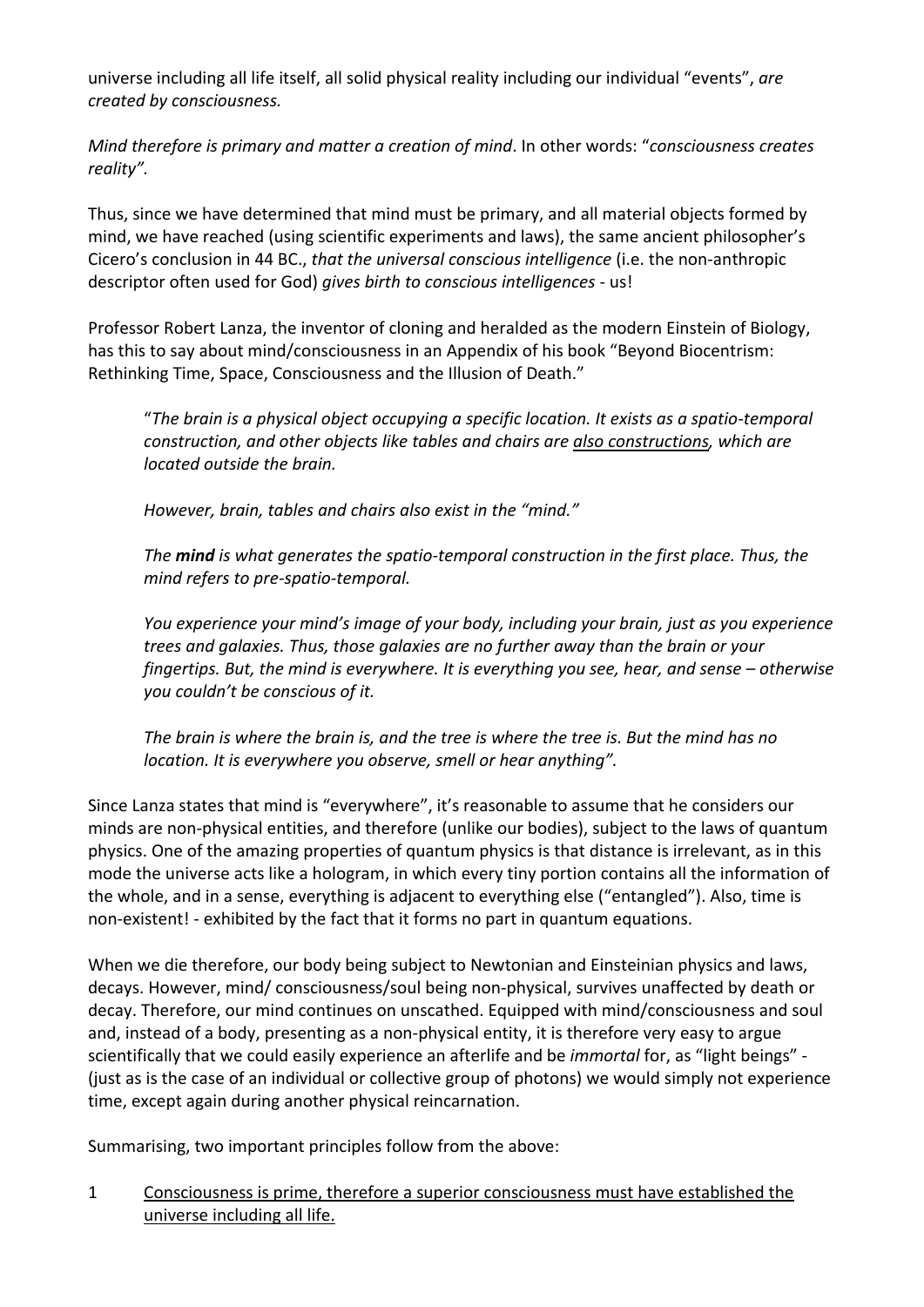universe including all life itself, all solid physical reality including our individual "events", *are created by consciousness.*

*Mind therefore is primary and matter a creation of mind*. In other words: "*consciousness creates reality".*

Thus, since we have determined that mind must be primary, and all material objects formed by mind, we have reached (using scientific experiments and laws), the same ancient philosopher's Cicero's conclusion in 44 BC., *that the universal conscious intelligence* (i.e. the non-anthropic descriptor often used for God) *gives birth to conscious intelligences* - us!

Professor Robert Lanza, the inventor of cloning and heralded as the modern Einstein of Biology, has this to say about mind/consciousness in an Appendix of his book "Beyond Biocentrism: Rethinking Time, Space, Consciousness and the Illusion of Death."

> "*The brain is a physical object occupying a specific location. It exists as a spatio-temporal construction, and other objects like tables and chairs are <u>also constructions</u>, which are located outside the brain.*
>
> *However, brain, tables and chairs also exist in the "mind."*
>
> *The **mind** is what generates the spatio-temporal construction in the first place. Thus, the mind refers to pre-spatio-temporal.*
>
> *You experience your mind's image of your body, including your brain, just as you experience trees and galaxies. Thus, those galaxies are no further away than the brain or your fingertips. But, the mind is everywhere. It is everything you see, hear, and sense – otherwise you couldn't be conscious of it.*
>
> *The brain is where the brain is, and the tree is where the tree is. But the mind has no location. It is everywhere you observe, smell or hear anything".*

Since Lanza states that mind is "everywhere", it's reasonable to assume that he considers our minds are non-physical entities, and therefore (unlike our bodies), subject to the laws of quantum physics. One of the amazing properties of quantum physics is that distance is irrelevant, as in this mode the universe acts like a hologram, in which every tiny portion contains all the information of the whole, and in a sense, everything is adjacent to everything else ("entangled"). Also, time is non-existent! - exhibited by the fact that it forms no part in quantum equations.

When we die therefore, our body being subject to Newtonian and Einsteinian physics and laws, decays. However, mind/ consciousness/soul being non-physical, survives unaffected by death or decay. Therefore, our mind continues on unscathed. Equipped with mind/consciousness and soul and, instead of a body, presenting as a non-physical entity, it is therefore very easy to argue scientifically that we could easily experience an afterlife and be *immortal* for, as "light beings" - (just as is the case of an individual or collective group of photons) we would simply not experience time, except again during another physical reincarnation.

Summarising, two important principles follow from the above:

1 <u>Consciousness is prime, therefore a superior consciousness must have established the universe including all life.</u>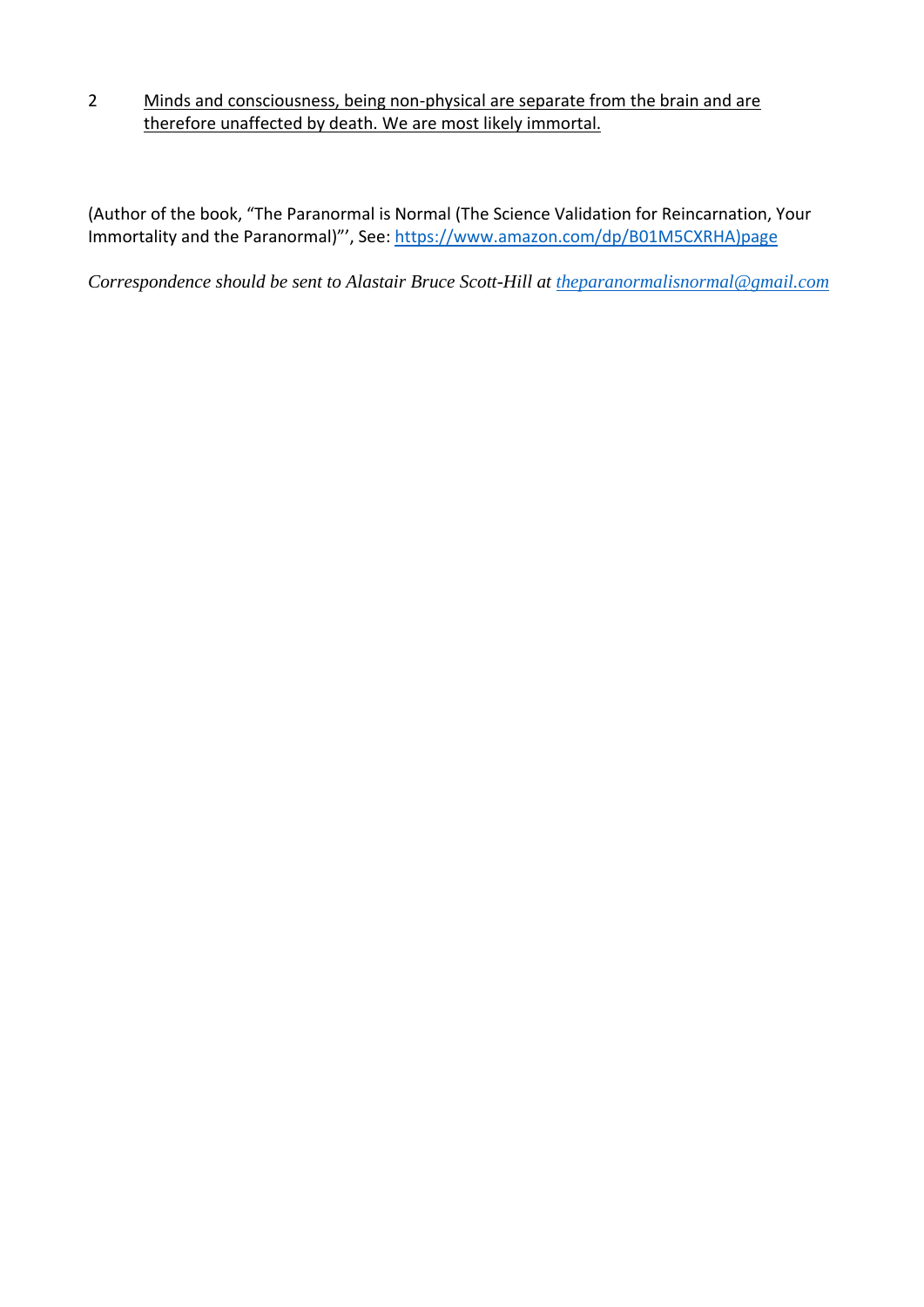2 Minds and consciousness, being non-physical are separate from the brain and are therefore unaffected by death. We are most likely immortal.

(Author of the book, “The Paranormal is Normal (The Science Validation for Reincarnation, Your Immortality and the Paranormal)”', See: https://www.amazon.com/dp/B01M5CXRHA)page

*Correspondence should be sent to Alastair Bruce Scott-Hill at theparanormalisnormal@gmail.com*